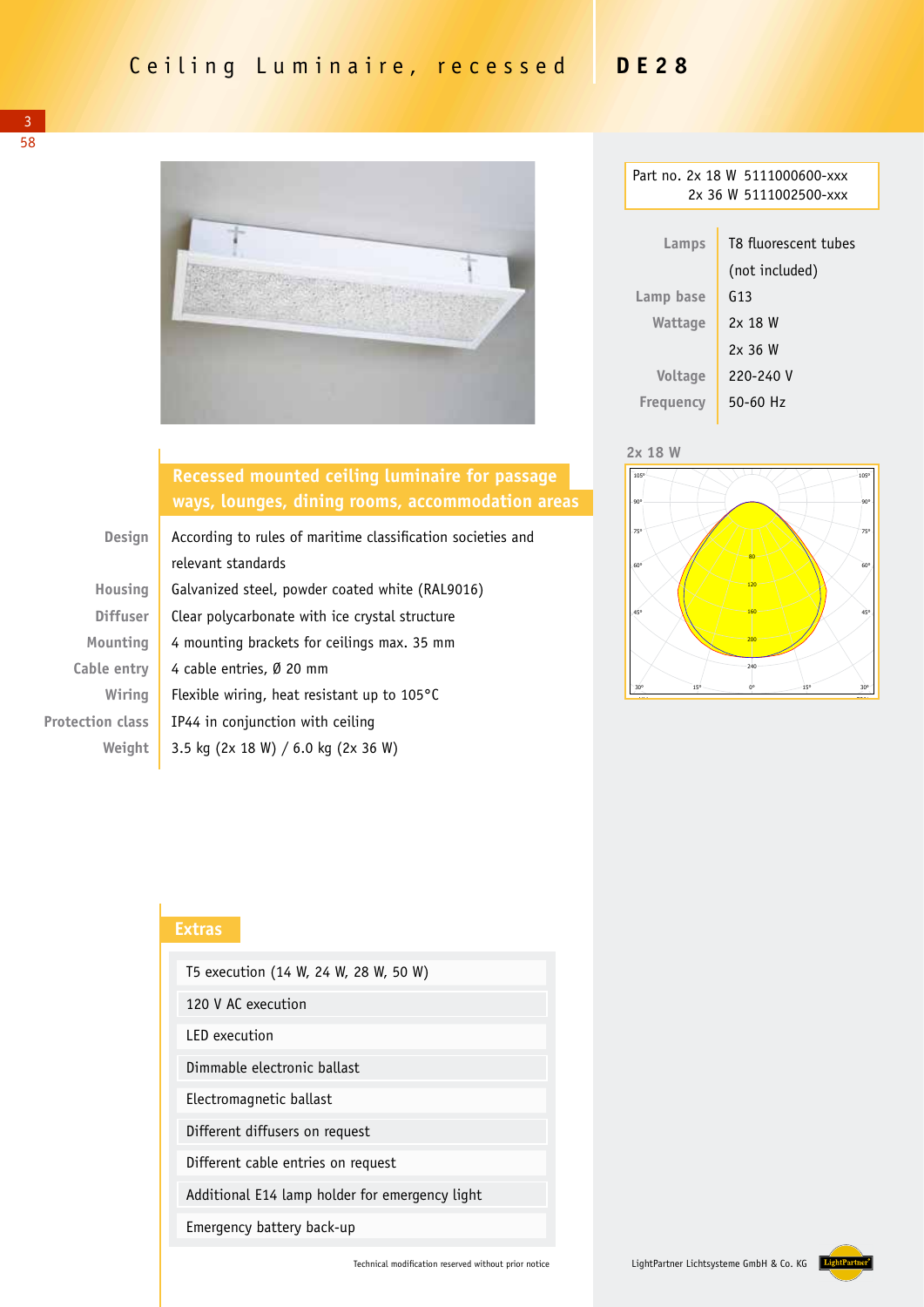# Ceiling Luminaire, recessed DE28

Part no. 2x 18 W 5111000600-xxx
2x 36 W 5111002500-xxx

| | |
|---|---|
| Lamps | T8 fluorescent tubes (not included) |
| Lamp base | G13 |
| Wattage | 2x 18 W<br>2x 36 W |
| Voltage | 220-240 V |
| Frequency | 50-60 Hz |

2x 18 W

## Recessed mounted ceiling luminaire for passage ways, lounges, dining rooms, accommodation areas

| | |
|---|---|
| Design | According to rules of maritime classification societies and relevant standards |
| Housing | Galvanized steel, powder coated white (RAL9016) |
| Diffuser | Clear polycarbonate with ice crystal structure |
| Mounting | 4 mounting brackets for ceilings max. 35 mm |
| Cable entry | 4 cable entries, Ø 20 mm |
| Wiring | Flexible wiring, heat resistant up to 105°C |
| Protection class | IP44 in conjunction with ceiling |
| Weight | 3.5 kg (2x 18 W) / 6.0 kg (2x 36 W) |

## Extras

- T5 execution (14 W, 24 W, 28 W, 50 W)
- 120 V AC execution
- LED execution
- Dimmable electronic ballast
- Electromagnetic ballast
- Different diffusers on request
- Different cable entries on request
- Additional E14 lamp holder for emergency light
- Emergency battery back-up

Technical modification reserved without prior notice

LightPartner Lichtsysteme GmbH & Co. KG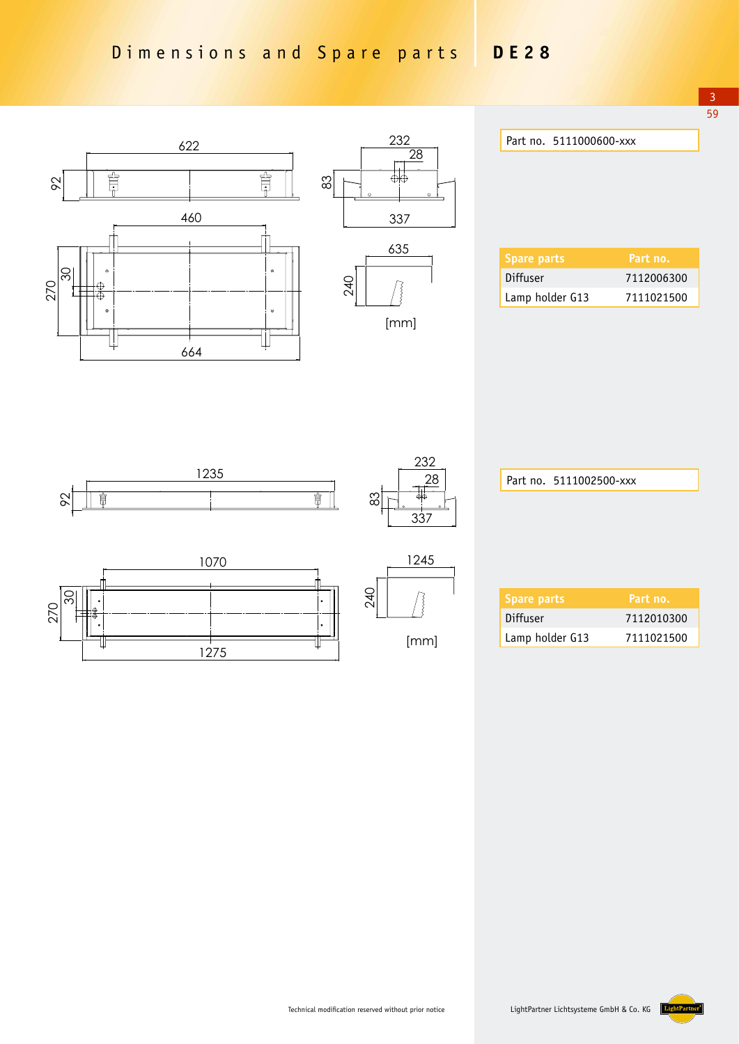# Dimensions and Spare parts DE28

622
92
232
28
83
337
460
270
30
664
635
240
[mm]

Part no. 5111000600-xxx

| Spare parts | Part no. |
| --- | --- |
| Diffuser | 7112006300 |
| Lamp holder G13 | 7111021500 |

1235
92
232
28
83
337
1070
270
30
1275
1245
240
[mm]

Part no. 5111002500-xxx

| Spare parts | Part no. |
| --- | --- |
| Diffuser | 7112010300 |
| Lamp holder G13 | 7111021500 |

Technical modification reserved without prior notice

LightPartner Lichtsysteme GmbH & Co. KG